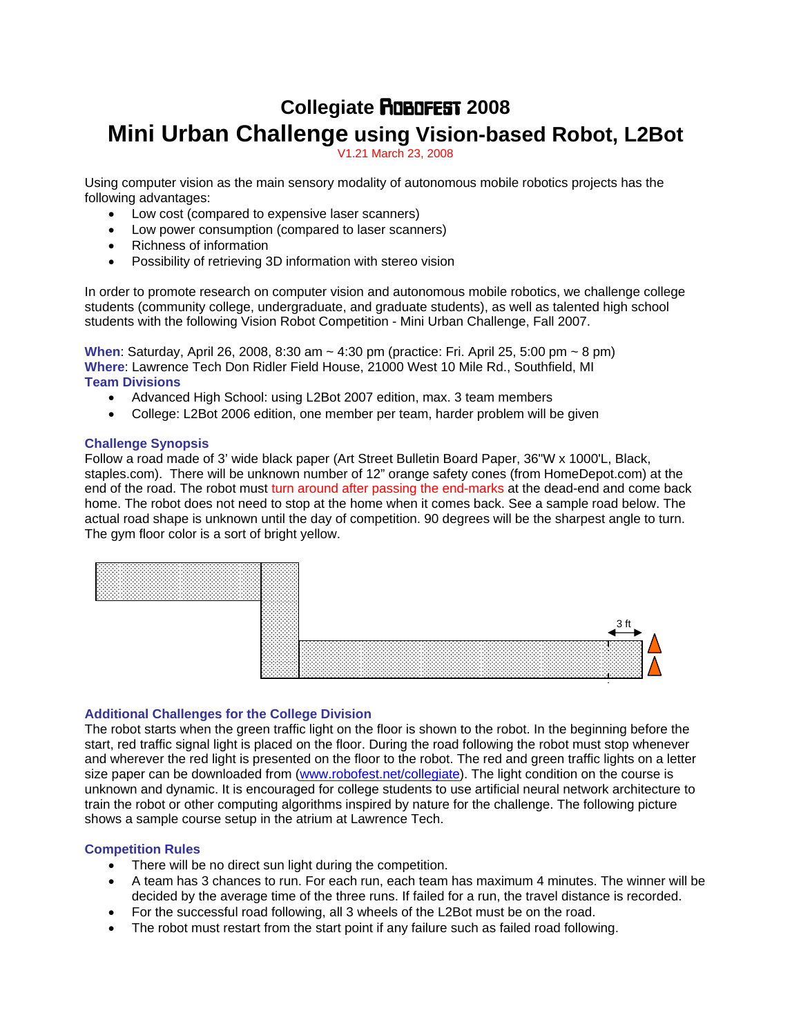# Collegiate ROBOFEST 2008

# Mini Urban Challenge using Vision-based Robot, L2Bot

V1.21 March 23, 2008

Using computer vision as the main sensory modality of autonomous mobile robotics projects has the following advantages:

- Low cost (compared to expensive laser scanners)
- Low power consumption (compared to laser scanners)
- Richness of information
- Possibility of retrieving 3D information with stereo vision

In order to promote research on computer vision and autonomous mobile robotics, we challenge college students (community college, undergraduate, and graduate students), as well as talented high school students with the following Vision Robot Competition - Mini Urban Challenge, Fall 2007.

**When**: Saturday, April 26, 2008, 8:30 am ~ 4:30 pm (practice: Fri. April 25, 5:00 pm ~ 8 pm)
**Where**: Lawrence Tech Don Ridler Field House, 21000 West 10 Mile Rd., Southfield, MI
**Team Divisions**

- Advanced High School: using L2Bot 2007 edition, max. 3 team members
- College: L2Bot 2006 edition, one member per team, harder problem will be given

### Challenge Synopsis

Follow a road made of 3' wide black paper (Art Street Bulletin Board Paper, 36"W x 1000'L, Black, staples.com). There will be unknown number of 12" orange safety cones (from HomeDepot.com) at the end of the road. The robot must turn around after passing the end-marks at the dead-end and come back home. The robot does not need to stop at the home when it comes back. See a sample road below. The actual road shape is unknown until the day of competition. 90 degrees will be the sharpest angle to turn. The gym floor color is a sort of bright yellow.

3 ft

### Additional Challenges for the College Division

The robot starts when the green traffic light on the floor is shown to the robot. In the beginning before the start, red traffic signal light is placed on the floor. During the road following the robot must stop whenever and wherever the red light is presented on the floor to the robot. The red and green traffic lights on a letter size paper can be downloaded from (www.robofest.net/collegiate). The light condition on the course is unknown and dynamic. It is encouraged for college students to use artificial neural network architecture to train the robot or other computing algorithms inspired by nature for the challenge. The following picture shows a sample course setup in the atrium at Lawrence Tech.

### Competition Rules

- There will be no direct sun light during the competition.
- A team has 3 chances to run. For each run, each team has maximum 4 minutes. The winner will be decided by the average time of the three runs. If failed for a run, the travel distance is recorded.
- For the successful road following, all 3 wheels of the L2Bot must be on the road.
- The robot must restart from the start point if any failure such as failed road following.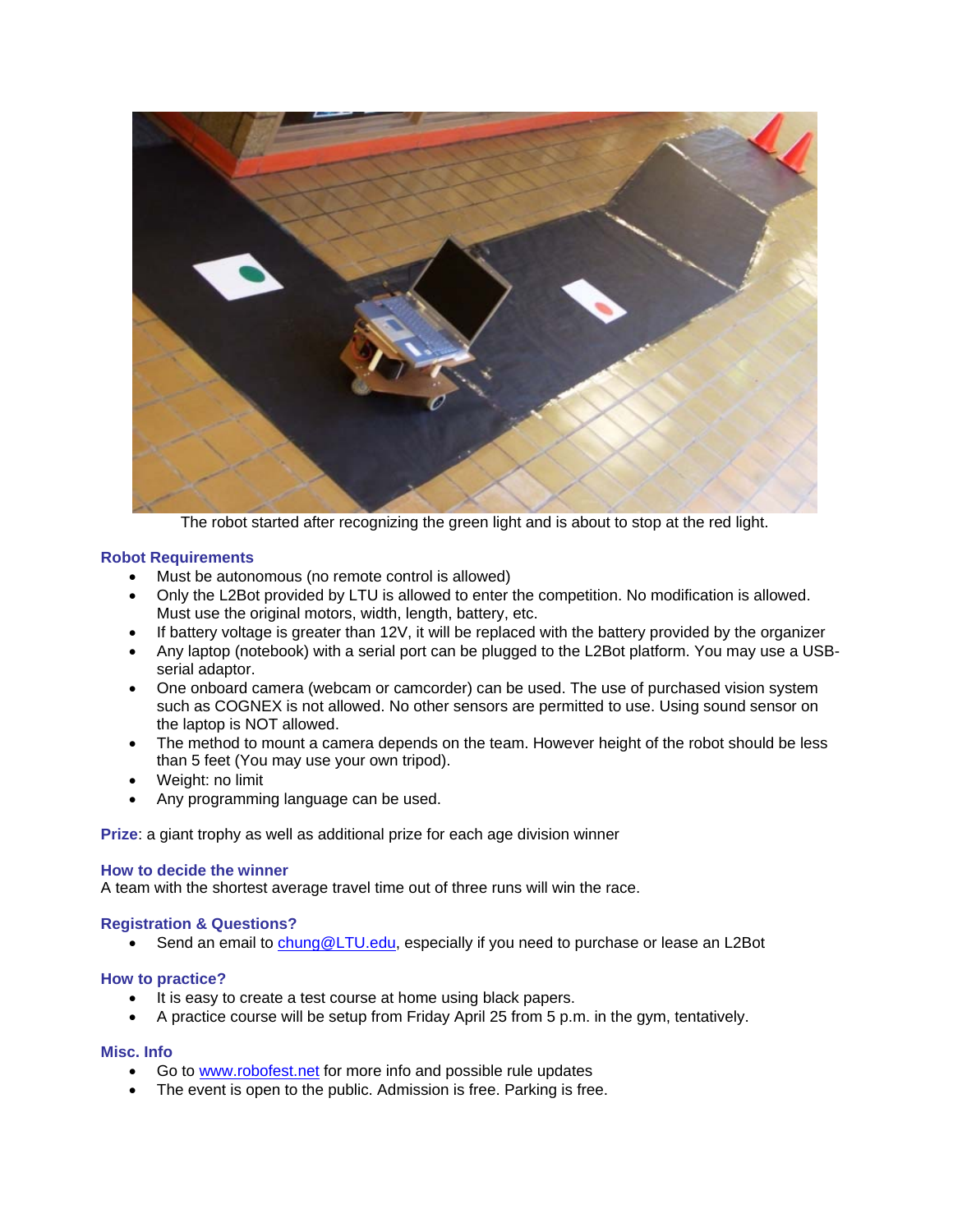The robot started after recognizing the green light and is about to stop at the red light.

### Robot Requirements

- Must be autonomous (no remote control is allowed)
- Only the L2Bot provided by LTU is allowed to enter the competition. No modification is allowed. Must use the original motors, width, length, battery, etc.
- If battery voltage is greater than 12V, it will be replaced with the battery provided by the organizer
- Any laptop (notebook) with a serial port can be plugged to the L2Bot platform. You may use a USB-serial adaptor.
- One onboard camera (webcam or camcorder) can be used. The use of purchased vision system such as COGNEX is not allowed. No other sensors are permitted to use. Using sound sensor on the laptop is NOT allowed.
- The method to mount a camera depends on the team. However height of the robot should be less than 5 feet (You may use your own tripod).
- Weight: no limit
- Any programming language can be used.

**Prize**: a giant trophy as well as additional prize for each age division winner

### How to decide the winner

A team with the shortest average travel time out of three runs will win the race.

### Registration & Questions?

- Send an email to [chung@LTU.edu](mailto:chung@LTU.edu), especially if you need to purchase or lease an L2Bot

### How to practice?

- It is easy to create a test course at home using black papers.
- A practice course will be setup from Friday April 25 from 5 p.m. in the gym, tentatively.

### Misc. Info

- Go to [www.robofest.net](http://www.robofest.net) for more info and possible rule updates
- The event is open to the public. Admission is free. Parking is free.